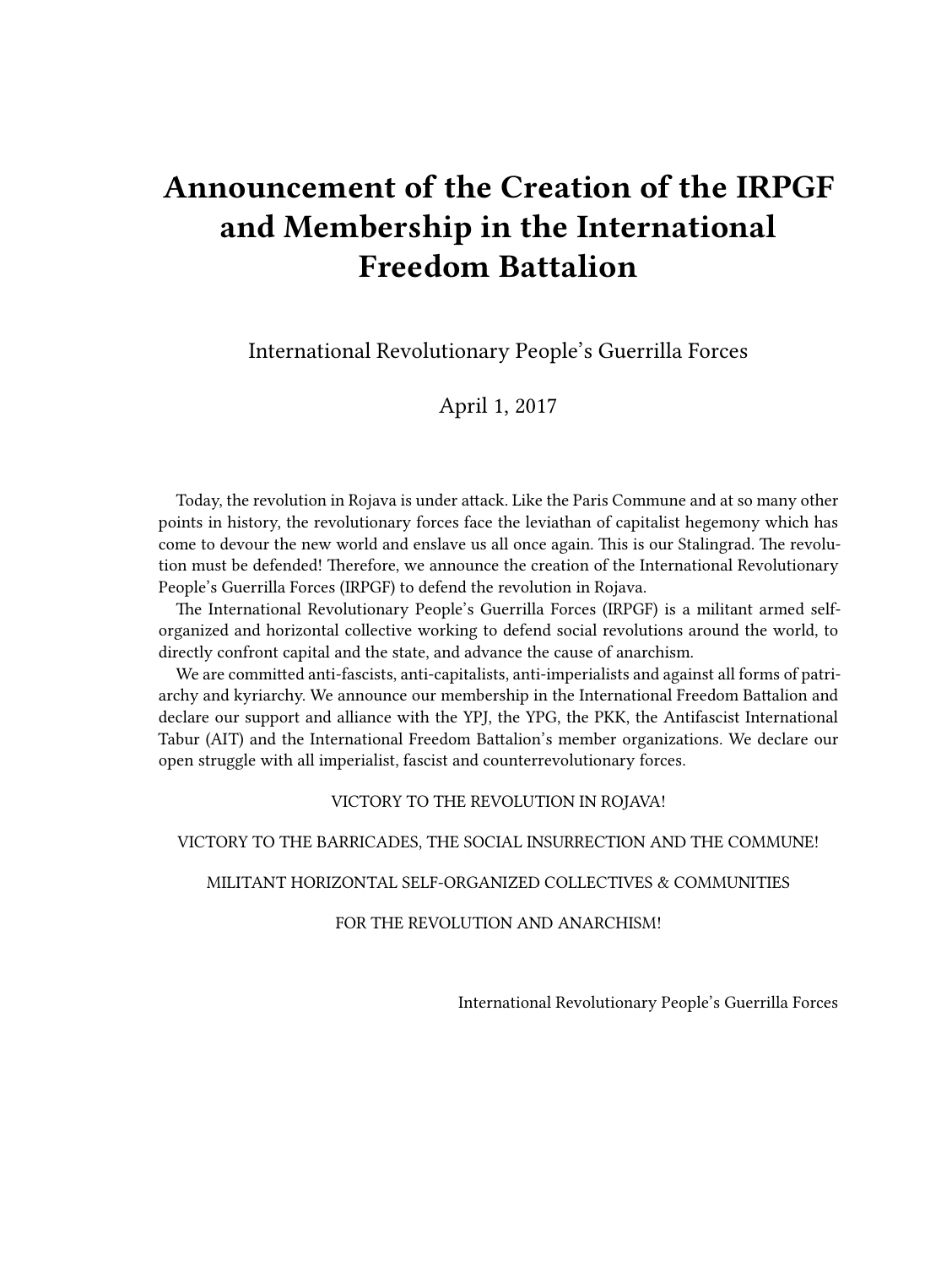# Announcement of the Creation of the IRPGF and Membership in the International Freedom Battalion

International Revolutionary People's Guerrilla Forces

April 1, 2017

Today, the revolution in Rojava is under attack. Like the Paris Commune and at so many other points in history, the revolutionary forces face the leviathan of capitalist hegemony which has come to devour the new world and enslave us all once again. This is our Stalingrad. The revolution must be defended! Therefore, we announce the creation of the International Revolutionary People's Guerrilla Forces (IRPGF) to defend the revolution in Rojava.

The International Revolutionary People's Guerrilla Forces (IRPGF) is a militant armed self-organized and horizontal collective working to defend social revolutions around the world, to directly confront capital and the state, and advance the cause of anarchism.

We are committed anti-fascists, anti-capitalists, anti-imperialists and against all forms of patriarchy and kyriarchy. We announce our membership in the International Freedom Battalion and declare our support and alliance with the YPJ, the YPG, the PKK, the Antifascist International Tabur (AIT) and the International Freedom Battalion's member organizations. We declare our open struggle with all imperialist, fascist and counterrevolutionary forces.

VICTORY TO THE REVOLUTION IN ROJAVA!

VICTORY TO THE BARRICADES, THE SOCIAL INSURRECTION AND THE COMMUNE!

MILITANT HORIZONTAL SELF-ORGANIZED COLLECTIVES & COMMUNITIES

FOR THE REVOLUTION AND ANARCHISM!

International Revolutionary People's Guerrilla Forces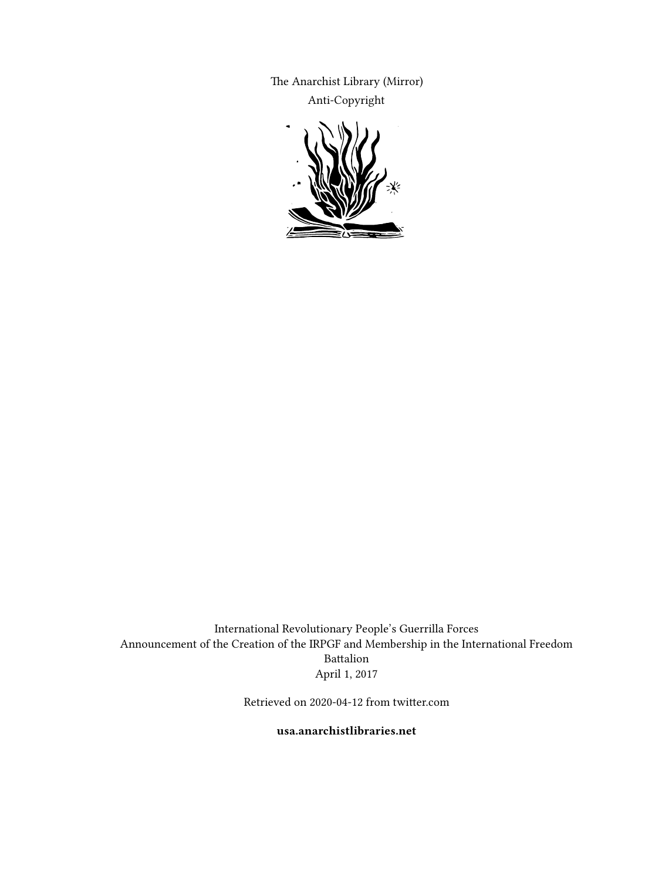The Anarchist Library (Mirror)
Anti-Copyright

International Revolutionary People's Guerrilla Forces
Announcement of the Creation of the IRPGF and Membership in the International Freedom Battalion
April 1, 2017

Retrieved on 2020-04-12 from twitter.com

**usa.anarchistlibraries.net**